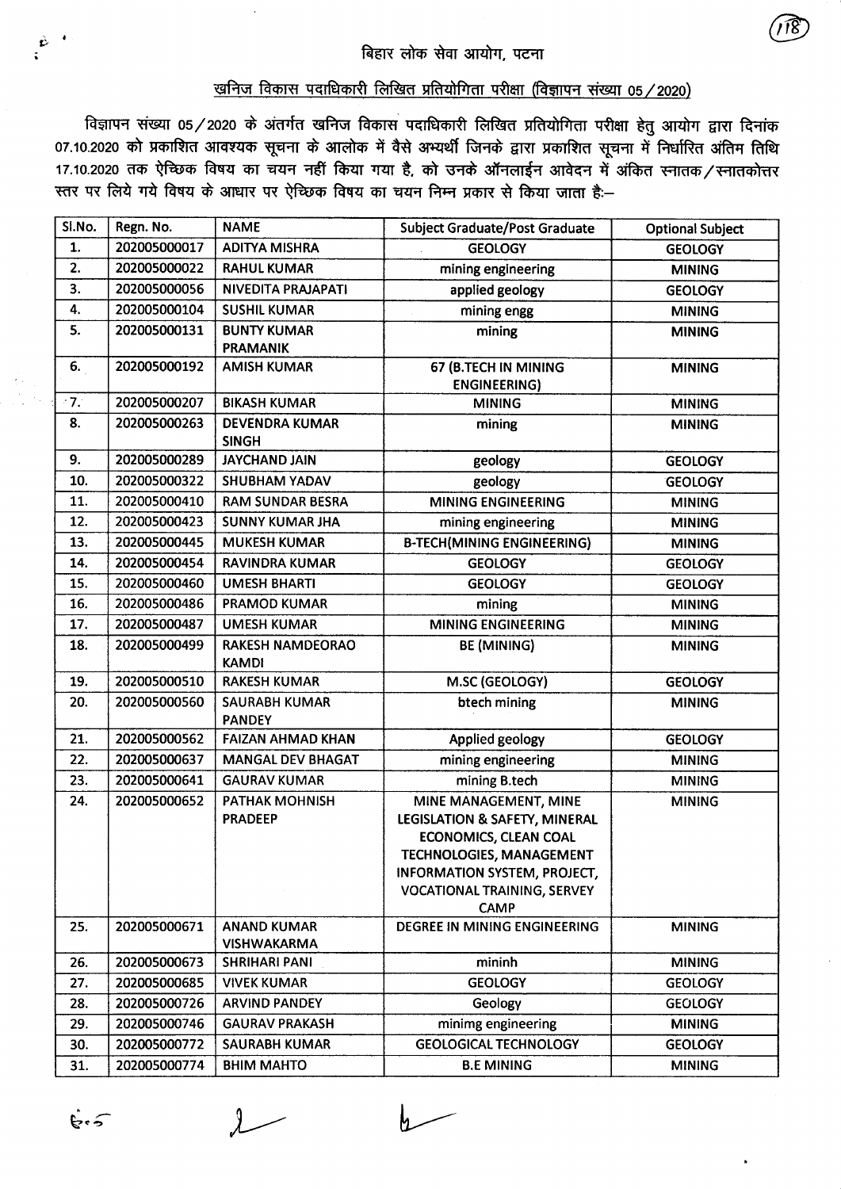## बिहार लोक सेवा आयोग, पटना

### खनिज विकास पदाधिकारी लिखित प्रतियोगिता परीक्षा (विज्ञापन संख्या 05/2020)

विज्ञापन संख्या 05/2020 के अंतर्गत खनिज विकास पदाधिकारी लिखित प्रतियोगिता परीक्षा हेतु आयोग द्वारा दिनांक 07.10.2020 को प्रकाशित आवश्यक सूचना के आलोक में वैसे अभ्यर्थी जिनके द्वारा प्रकाशित सूचना में निर्धारित अंतिम तिथि 17.10.2020 तक ऐच्छिक विषय का चयन नहीं किया गया है, को उनके ऑनलाईन आवेदन में अंकित स्नातक/स्नातकोत्तर स्तर पर लिये गये विषय के आधार पर ऐच्छिक विषय का चयन निम्न प्रकार से किया जाता है:–

| Sl.No. | Regn. No. | NAME | Subject Graduate/Post Graduate | Optional Subject |
|---|---|---|---|---|
| 1. | 202005000017 | ADITYA MISHRA | GEOLOGY | GEOLOGY |
| 2. | 202005000022 | RAHUL KUMAR | mining engineering | MINING |
| 3. | 202005000056 | NIVEDITA PRAJAPATI | applied geology | GEOLOGY |
| 4. | 202005000104 | SUSHIL KUMAR | mining engg | MINING |
| 5. | 202005000131 | BUNTY KUMAR PRAMANIK | mining | MINING |
| 6. | 202005000192 | AMISH KUMAR | 67 (B.TECH IN MINING ENGINEERING) | MINING |
| 7. | 202005000207 | BIKASH KUMAR | MINING | MINING |
| 8. | 202005000263 | DEVENDRA KUMAR SINGH | mining | MINING |
| 9. | 202005000289 | JAYCHAND JAIN | geology | GEOLOGY |
| 10. | 202005000322 | SHUBHAM YADAV | geology | GEOLOGY |
| 11. | 202005000410 | RAM SUNDAR BESRA | MINING ENGINEERING | MINING |
| 12. | 202005000423 | SUNNY KUMAR JHA | mining engineering | MINING |
| 13. | 202005000445 | MUKESH KUMAR | B-TECH(MINING ENGINEERING) | MINING |
| 14. | 202005000454 | RAVINDRA KUMAR | GEOLOGY | GEOLOGY |
| 15. | 202005000460 | UMESH BHARTI | GEOLOGY | GEOLOGY |
| 16. | 202005000486 | PRAMOD KUMAR | mining | MINING |
| 17. | 202005000487 | UMESH KUMAR | MINING ENGINEERING | MINING |
| 18. | 202005000499 | RAKESH NAMDEORAO KAMDI | BE (MINING) | MINING |
| 19. | 202005000510 | RAKESH KUMAR | M.SC (GEOLOGY) | GEOLOGY |
| 20. | 202005000560 | SAURABH KUMAR PANDEY | btech mining | MINING |
| 21. | 202005000562 | FAIZAN AHMAD KHAN | Applied geology | GEOLOGY |
| 22. | 202005000637 | MANGAL DEV BHAGAT | mining engineering | MINING |
| 23. | 202005000641 | GAURAV KUMAR | mining B.tech | MINING |
| 24. | 202005000652 | PATHAK MOHNISH PRADEEP | MINE MANAGEMENT, MINE LEGISLATION & SAFETY, MINERAL ECONOMICS, CLEAN COAL TECHNOLOGIES, MANAGEMENT INFORMATION SYSTEM, PROJECT, VOCATIONAL TRAINING, SERVEY CAMP | MINING |
| 25. | 202005000671 | ANAND KUMAR VISHWAKARMA | DEGREE IN MINING ENGINEERING | MINING |
| 26. | 202005000673 | SHRIHARI PANI | mininh | MINING |
| 27. | 202005000685 | VIVEK KUMAR | GEOLOGY | GEOLOGY |
| 28. | 202005000726 | ARVIND PANDEY | Geology | GEOLOGY |
| 29. | 202005000746 | GAURAV PRAKASH | minimg engineering | MINING |
| 30. | 202005000772 | SAURABH KUMAR | GEOLOGICAL TECHNOLOGY | GEOLOGY |
| 31. | 202005000774 | BHIM MAHTO | B.E MINING | MINING |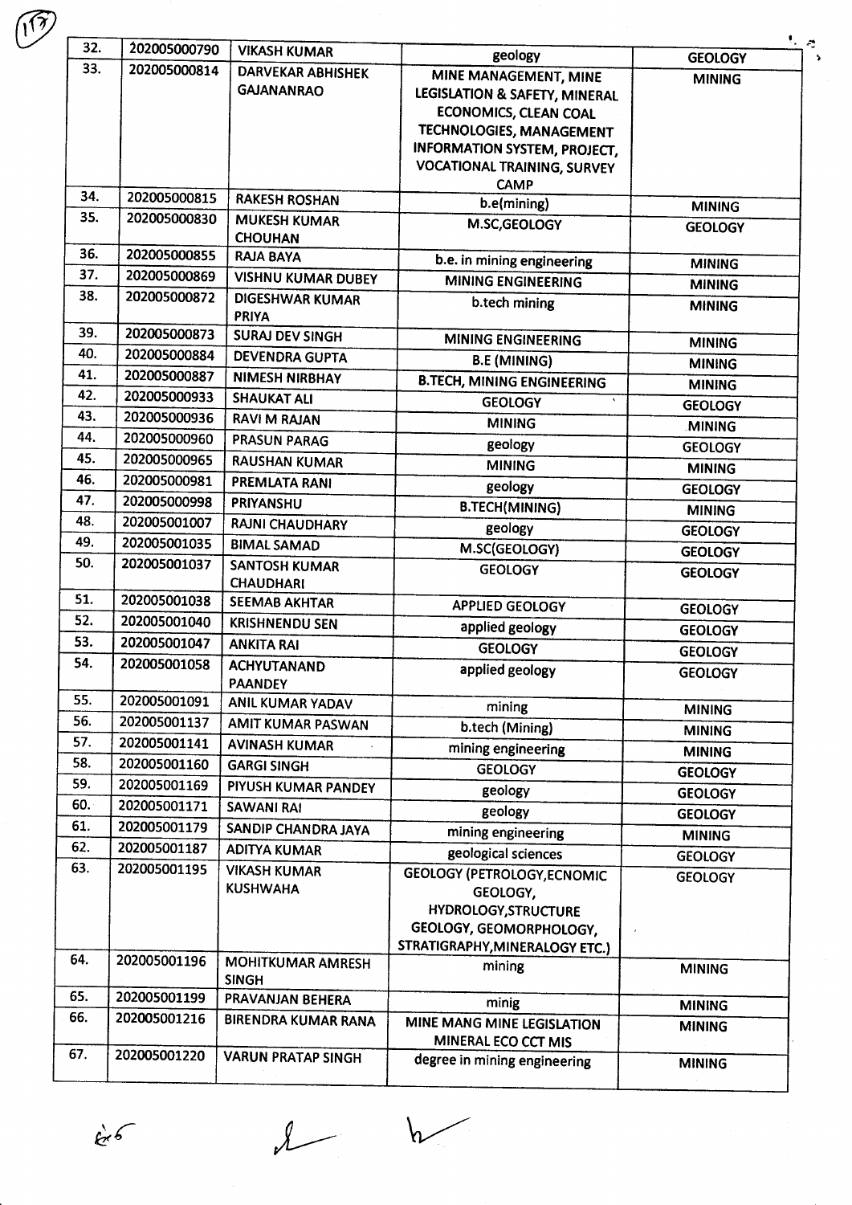| 32. | 202005000790 | VIKASH KUMAR | geology | GEOLOGY |
|---|---|---|---|---|
| 33. | 202005000814 | DARVEKAR ABHISHEK GAJANANRAO | MINE MANAGEMENT, MINE LEGISLATION & SAFETY, MINERAL ECONOMICS, CLEAN COAL TECHNOLOGIES, MANAGEMENT INFORMATION SYSTEM, PROJECT, VOCATIONAL TRAINING, SURVEY CAMP | MINING |
| 34. | 202005000815 | RAKESH ROSHAN | b.e(mining) | MINING |
| 35. | 202005000830 | MUKESH KUMAR CHOUHAN | M.SC,GEOLOGY | GEOLOGY |
| 36. | 202005000855 | RAJA BAYA | b.e. in mining engineering | MINING |
| 37. | 202005000869 | VISHNU KUMAR DUBEY | MINING ENGINEERING | MINING |
| 38. | 202005000872 | DIGESHWAR KUMAR PRIYA | b.tech mining | MINING |
| 39. | 202005000873 | SURAJ DEV SINGH | MINING ENGINEERING | MINING |
| 40. | 202005000884 | DEVENDRA GUPTA | B.E (MINING) | MINING |
| 41. | 202005000887 | NIMESH NIRBHAY | B.TECH, MINING ENGINEERING | MINING |
| 42. | 202005000933 | SHAUKAT ALI | GEOLOGY | GEOLOGY |
| 43. | 202005000936 | RAVI M RAJAN | MINING | MINING |
| 44. | 202005000960 | PRASUN PARAG | geology | GEOLOGY |
| 45. | 202005000965 | RAUSHAN KUMAR | MINING | MINING |
| 46. | 202005000981 | PREMLATA RANI | geology | GEOLOGY |
| 47. | 202005000998 | PRIYANSHU | B.TECH(MINING) | MINING |
| 48. | 202005001007 | RAJNI CHAUDHARY | geology | GEOLOGY |
| 49. | 202005001035 | BIMAL SAMAD | M.SC(GEOLOGY) | GEOLOGY |
| 50. | 202005001037 | SANTOSH KUMAR CHAUDHARI | GEOLOGY | GEOLOGY |
| 51. | 202005001038 | SEEMAB AKHTAR | APPLIED GEOLOGY | GEOLOGY |
| 52. | 202005001040 | KRISHNENDU SEN | applied geology | GEOLOGY |
| 53. | 202005001047 | ANKITA RAI | GEOLOGY | GEOLOGY |
| 54. | 202005001058 | ACHYUTANAND PAANDEY | applied geology | GEOLOGY |
| 55. | 202005001091 | ANIL KUMAR YADAV | mining | MINING |
| 56. | 202005001137 | AMIT KUMAR PASWAN | b.tech (Mining) | MINING |
| 57. | 202005001141 | AVINASH KUMAR | mining engineering | MINING |
| 58. | 202005001160 | GARGI SINGH | GEOLOGY | GEOLOGY |
| 59. | 202005001169 | PIYUSH KUMAR PANDEY | geology | GEOLOGY |
| 60. | 202005001171 | SAWANI RAI | geology | GEOLOGY |
| 61. | 202005001179 | SANDIP CHANDRA JAYA | mining engineering | MINING |
| 62. | 202005001187 | ADITYA KUMAR | geological sciences | GEOLOGY |
| 63. | 202005001195 | VIKASH KUMAR KUSHWAHA | GEOLOGY (PETROLOGY,ECNOMIC GEOLOGY, HYDROLOGY,STRUCTURE GEOLOGY, GEOMORPHOLOGY, STRATIGRAPHY,MINERALOGY ETC.) | GEOLOGY |
| 64. | 202005001196 | MOHITKUMAR AMRESH SINGH | mining | MINING |
| 65. | 202005001199 | PRAVANJAN BEHERA | minig | MINING |
| 66. | 202005001216 | BIRENDRA KUMAR RANA | MINE MANG MINE LEGISLATION MINERAL ECO CCT MIS | MINING |
| 67. | 202005001220 | VARUN PRATAP SINGH | degree in mining engineering | MINING |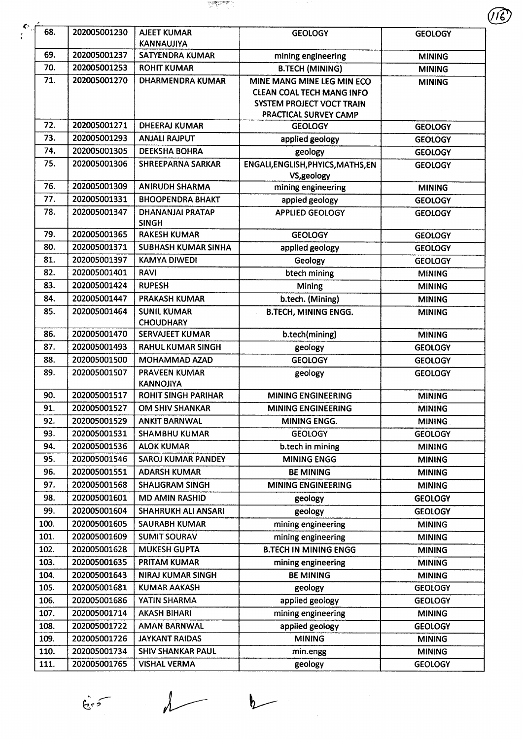| 68. | 202005001230 | AJEET KUMAR KANNAUJIYA | GEOLOGY | GEOLOGY |
|---|---|---|---|---|
| 69. | 202005001237 | SATYENDRA KUMAR | mining engineering | MINING |
| 70. | 202005001253 | ROHIT KUMAR | B.TECH (MINING) | MINING |
| 71. | 202005001270 | DHARMENDRA KUMAR | MINE MANG MINE LEG MIN ECO CLEAN COAL TECH MANG INFO SYSTEM PROJECT VOCT TRAIN PRACTICAL SURVEY CAMP | MINING |
| 72. | 202005001271 | DHEERAJ KUMAR | GEOLOGY | GEOLOGY |
| 73. | 202005001293 | ANJALI RAJPUT | applied geology | GEOLOGY |
| 74. | 202005001305 | DEEKSHA BOHRA | geology | GEOLOGY |
| 75. | 202005001306 | SHREEPARNA SARKAR | ENGALI,ENGLISH,PHYICS,MATHS,ENVS,geology | GEOLOGY |
| 76. | 202005001309 | ANIRUDH SHARMA | mining engineering | MINING |
| 77. | 202005001331 | BHOOPENDRA BHAKT | appied geology | GEOLOGY |
| 78. | 202005001347 | DHANANJAI PRATAP SINGH | APPLIED GEOLOGY | GEOLOGY |
| 79. | 202005001365 | RAKESH KUMAR | GEOLOGY | GEOLOGY |
| 80. | 202005001371 | SUBHASH KUMAR SINHA | applied geology | GEOLOGY |
| 81. | 202005001397 | KAMYA DIWEDI | Geology | GEOLOGY |
| 82. | 202005001401 | RAVI | btech mining | MINING |
| 83. | 202005001424 | RUPESH | Mining | MINING |
| 84. | 202005001447 | PRAKASH KUMAR | b.tech. (Mining) | MINING |
| 85. | 202005001464 | SUNIL KUMAR CHOUDHARY | B.TECH, MINING ENGG. | MINING |
| 86. | 202005001470 | SERVAJEET KUMAR | b.tech(mining) | MINING |
| 87. | 202005001493 | RAHUL KUMAR SINGH | geology | GEOLOGY |
| 88. | 202005001500 | MOHAMMAD AZAD | GEOLOGY | GEOLOGY |
| 89. | 202005001507 | PRAVEEN KUMAR KANNOJIYA | geology | GEOLOGY |
| 90. | 202005001517 | ROHIT SINGH PARIHAR | MINING ENGINEERING | MINING |
| 91. | 202005001527 | OM SHIV SHANKAR | MINING ENGINEERING | MINING |
| 92. | 202005001529 | ANKIT BARNWAL | MINING ENGG. | MINING |
| 93. | 202005001531 | SHAMBHU KUMAR | GEOLOGY | GEOLOGY |
| 94. | 202005001536 | ALOK KUMAR | b.tech in mining | MINING |
| 95. | 202005001546 | SAROJ KUMAR PANDEY | MINING ENGG | MINING |
| 96. | 202005001551 | ADARSH KUMAR | BE MINING | MINING |
| 97. | 202005001568 | SHALIGRAM SINGH | MINING ENGINEERING | MINING |
| 98. | 202005001601 | MD AMIN RASHID | geology | GEOLOGY |
| 99. | 202005001604 | SHAHRUKH ALI ANSARI | geology | GEOLOGY |
| 100. | 202005001605 | SAURABH KUMAR | mining engineering | MINING |
| 101. | 202005001609 | SUMIT SOURAV | mining engineering | MINING |
| 102. | 202005001628 | MUKESH GUPTA | B.TECH IN MINING ENGG | MINING |
| 103. | 202005001635 | PRITAM KUMAR | mining engineering | MINING |
| 104. | 202005001643 | NIRAJ KUMAR SINGH | BE MINING | MINING |
| 105. | 202005001681 | KUMAR AAKASH | geology | GEOLOGY |
| 106. | 202005001686 | YATIN SHARMA | applied geology | GEOLOGY |
| 107. | 202005001714 | AKASH BIHARI | mining engineering | MINING |
| 108. | 202005001722 | AMAN BARNWAL | applied geology | GEOLOGY |
| 109. | 202005001726 | JAYKANT RAIDAS | MINING | MINING |
| 110. | 202005001734 | SHIV SHANKAR PAUL | min.engg | MINING |
| 111. | 202005001765 | VISHAL VERMA | geology | GEOLOGY |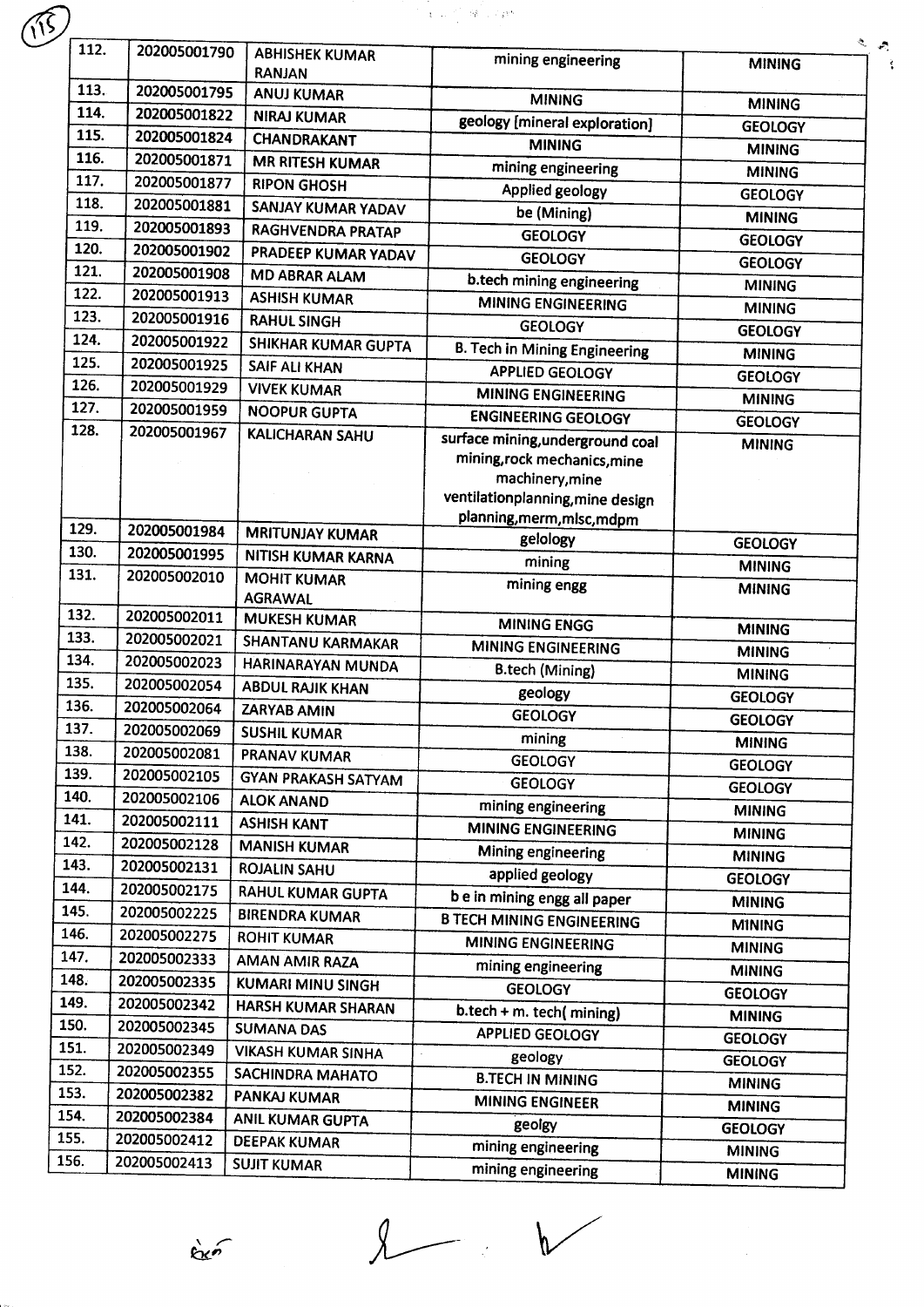| 112. | 202005001790 | ABHISHEK KUMAR RANJAN | mining engineering | MINING |
|---|---|---|---|---|
| 113. | 202005001795 | ANUJ KUMAR | MINING | MINING |
| 114. | 202005001822 | NIRAJ KUMAR | geology [mineral exploration] | GEOLOGY |
| 115. | 202005001824 | CHANDRAKANT | MINING | MINING |
| 116. | 202005001871 | MR RITESH KUMAR | mining engineering | MINING |
| 117. | 202005001877 | RIPON GHOSH | Applied geology | GEOLOGY |
| 118. | 202005001881 | SANJAY KUMAR YADAV | be (Mining) | MINING |
| 119. | 202005001893 | RAGHVENDRA PRATAP | GEOLOGY | GEOLOGY |
| 120. | 202005001902 | PRADEEP KUMAR YADAV | GEOLOGY | GEOLOGY |
| 121. | 202005001908 | MD ABRAR ALAM | b.tech mining engineering | MINING |
| 122. | 202005001913 | ASHISH KUMAR | MINING ENGINEERING | MINING |
| 123. | 202005001916 | RAHUL SINGH | GEOLOGY | GEOLOGY |
| 124. | 202005001922 | SHIKHAR KUMAR GUPTA | B. Tech in Mining Engineering | MINING |
| 125. | 202005001925 | SAIF ALI KHAN | APPLIED GEOLOGY | GEOLOGY |
| 126. | 202005001929 | VIVEK KUMAR | MINING ENGINEERING | MINING |
| 127. | 202005001959 | NOOPUR GUPTA | ENGINEERING GEOLOGY | GEOLOGY |
| 128. | 202005001967 | KALICHARAN SAHU | surface mining,underground coal mining,rock mechanics,mine machinery,mine ventilationplanning,mine design planning,merm,mlsc,mdpm | MINING |
| 129. | 202005001984 | MRITUNJAY KUMAR | gelology | GEOLOGY |
| 130. | 202005001995 | NITISH KUMAR KARNA | mining | MINING |
| 131. | 202005002010 | MOHIT KUMAR AGRAWAL | mining engg | MINING |
| 132. | 202005002011 | MUKESH KUMAR | MINING ENGG | MINING |
| 133. | 202005002021 | SHANTANU KARMAKAR | MINING ENGINEERING | MINING |
| 134. | 202005002023 | HARINARAYAN MUNDA | B.tech (Mining) | MINING |
| 135. | 202005002054 | ABDUL RAJIK KHAN | geology | GEOLOGY |
| 136. | 202005002064 | ZARYAB AMIN | GEOLOGY | GEOLOGY |
| 137. | 202005002069 | SUSHIL KUMAR | mining | MINING |
| 138. | 202005002081 | PRANAV KUMAR | GEOLOGY | GEOLOGY |
| 139. | 202005002105 | GYAN PRAKASH SATYAM | GEOLOGY | GEOLOGY |
| 140. | 202005002106 | ALOK ANAND | mining engineering | MINING |
| 141. | 202005002111 | ASHISH KANT | MINING ENGINEERING | MINING |
| 142. | 202005002128 | MANISH KUMAR | Mining engineering | MINING |
| 143. | 202005002131 | ROJALIN SAHU | applied geology | GEOLOGY |
| 144. | 202005002175 | RAHUL KUMAR GUPTA | b e in mining engg all paper | MINING |
| 145. | 202005002225 | BIRENDRA KUMAR | B TECH MINING ENGINEERING | MINING |
| 146. | 202005002275 | ROHIT KUMAR | MINING ENGINEERING | MINING |
| 147. | 202005002333 | AMAN AMIR RAZA | mining engineering | MINING |
| 148. | 202005002335 | KUMARI MINU SINGH | GEOLOGY | GEOLOGY |
| 149. | 202005002342 | HARSH KUMAR SHARAN | b.tech + m. tech( mining) | MINING |
| 150. | 202005002345 | SUMANA DAS | APPLIED GEOLOGY | GEOLOGY |
| 151. | 202005002349 | VIKASH KUMAR SINHA | geology | GEOLOGY |
| 152. | 202005002355 | SACHINDRA MAHATO | B.TECH IN MINING | MINING |
| 153. | 202005002382 | PANKAJ KUMAR | MINING ENGINEER | MINING |
| 154. | 202005002384 | ANIL KUMAR GUPTA | geolgy | GEOLOGY |
| 155. | 202005002412 | DEEPAK KUMAR | mining engineering | MINING |
| 156. | 202005002413 | SUJIT KUMAR | mining engineering | MINING |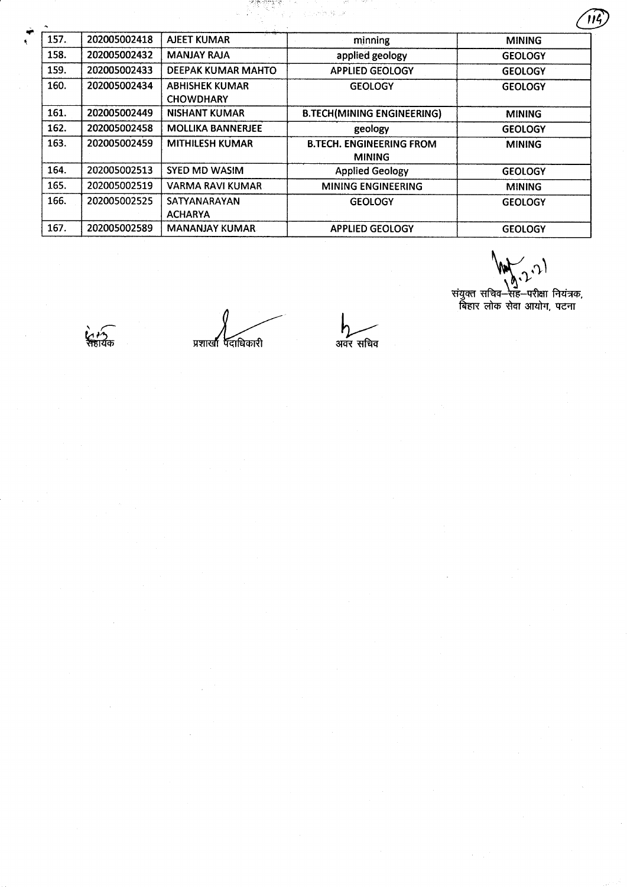| | | | | |
|---|---|---|---|---|
| 157. | 202005002418 | AJEET KUMAR | minning | MINING |
| 158. | 202005002432 | MANJAY RAJA | applied geology | GEOLOGY |
| 159. | 202005002433 | DEEPAK KUMAR MAHTO | APPLIED GEOLOGY | GEOLOGY |
| 160. | 202005002434 | ABHISHEK KUMAR CHOWDHARY | GEOLOGY | GEOLOGY |
| 161. | 202005002449 | NISHANT KUMAR | B.TECH(MINING ENGINEERING) | MINING |
| 162. | 202005002458 | MOLLIKA BANNERJEE | geology | GEOLOGY |
| 163. | 202005002459 | MITHILESH KUMAR | B.TECH. ENGINEERING FROM MINING | MINING |
| 164. | 202005002513 | SYED MD WASIM | Applied Geology | GEOLOGY |
| 165. | 202005002519 | VARMA RAVI KUMAR | MINING ENGINEERING | MINING |
| 166. | 202005002525 | SATYANARAYAN ACHARYA | GEOLOGY | GEOLOGY |
| 167. | 202005002589 | MANANJAY KUMAR | APPLIED GEOLOGY | GEOLOGY |

19.2.21

संयुक्त सचिव–सह–परीक्षा नियंत्रक,
बिहार लोक सेवा आयोग, पटना

सहायक

प्रशाखा पदाधिकारी

अवर सचिव